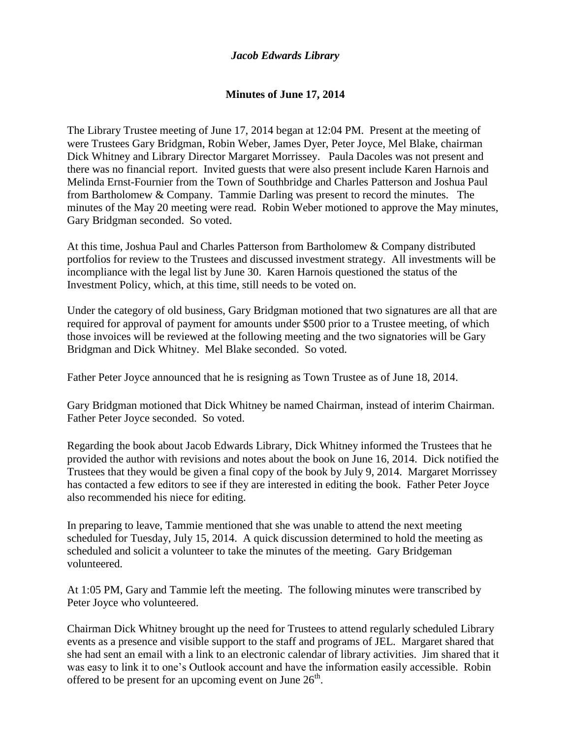*Jacob Edwards Library*

**Minutes of June 17, 2014**

The Library Trustee meeting of June 17, 2014 began at 12:04 PM. Present at the meeting of were Trustees Gary Bridgman, Robin Weber, James Dyer, Peter Joyce, Mel Blake, chairman Dick Whitney and Library Director Margaret Morrissey. Paula Dacoles was not present and there was no financial report. Invited guests that were also present include Karen Harnois and Melinda Ernst-Fournier from the Town of Southbridge and Charles Patterson and Joshua Paul from Bartholomew & Company. Tammie Darling was present to record the minutes. The minutes of the May 20 meeting were read. Robin Weber motioned to approve the May minutes, Gary Bridgman seconded. So voted.

At this time, Joshua Paul and Charles Patterson from Bartholomew & Company distributed portfolios for review to the Trustees and discussed investment strategy. All investments will be incompliance with the legal list by June 30. Karen Harnois questioned the status of the Investment Policy, which, at this time, still needs to be voted on.

Under the category of old business, Gary Bridgman motioned that two signatures are all that are required for approval of payment for amounts under $500 prior to a Trustee meeting, of which those invoices will be reviewed at the following meeting and the two signatories will be Gary Bridgman and Dick Whitney. Mel Blake seconded. So voted.

Father Peter Joyce announced that he is resigning as Town Trustee as of June 18, 2014.

Gary Bridgman motioned that Dick Whitney be named Chairman, instead of interim Chairman. Father Peter Joyce seconded. So voted.

Regarding the book about Jacob Edwards Library, Dick Whitney informed the Trustees that he provided the author with revisions and notes about the book on June 16, 2014. Dick notified the Trustees that they would be given a final copy of the book by July 9, 2014. Margaret Morrissey has contacted a few editors to see if they are interested in editing the book. Father Peter Joyce also recommended his niece for editing.

In preparing to leave, Tammie mentioned that she was unable to attend the next meeting scheduled for Tuesday, July 15, 2014. A quick discussion determined to hold the meeting as scheduled and solicit a volunteer to take the minutes of the meeting. Gary Bridgeman volunteered.

At 1:05 PM, Gary and Tammie left the meeting. The following minutes were transcribed by Peter Joyce who volunteered.

Chairman Dick Whitney brought up the need for Trustees to attend regularly scheduled Library events as a presence and visible support to the staff and programs of JEL. Margaret shared that she had sent an email with a link to an electronic calendar of library activities. Jim shared that it was easy to link it to one's Outlook account and have the information easily accessible. Robin offered to be present for an upcoming event on June 26th.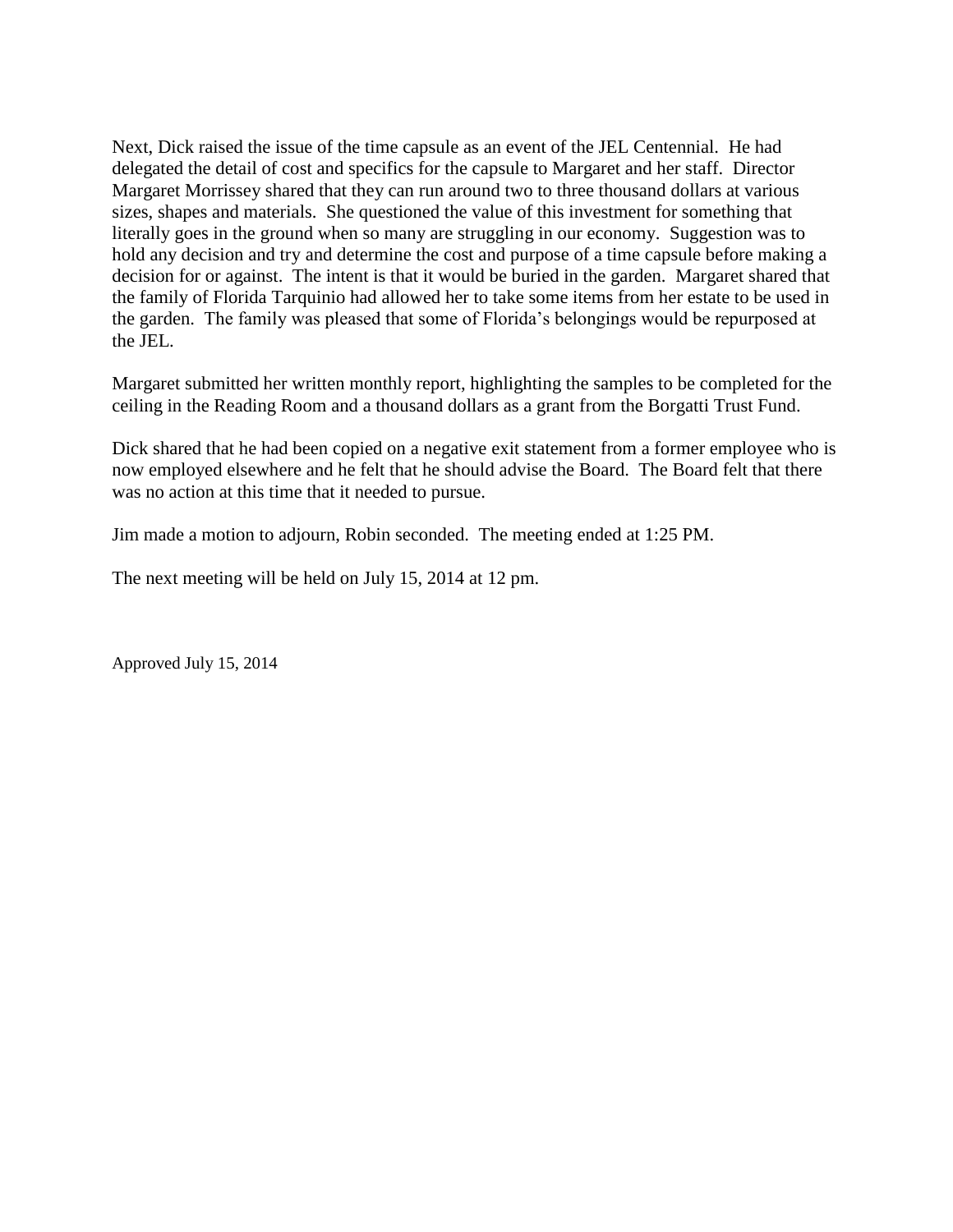Next, Dick raised the issue of the time capsule as an event of the JEL Centennial. He had delegated the detail of cost and specifics for the capsule to Margaret and her staff. Director Margaret Morrissey shared that they can run around two to three thousand dollars at various sizes, shapes and materials. She questioned the value of this investment for something that literally goes in the ground when so many are struggling in our economy. Suggestion was to hold any decision and try and determine the cost and purpose of a time capsule before making a decision for or against. The intent is that it would be buried in the garden. Margaret shared that the family of Florida Tarquinio had allowed her to take some items from her estate to be used in the garden. The family was pleased that some of Florida's belongings would be repurposed at the JEL.

Margaret submitted her written monthly report, highlighting the samples to be completed for the ceiling in the Reading Room and a thousand dollars as a grant from the Borgatti Trust Fund.

Dick shared that he had been copied on a negative exit statement from a former employee who is now employed elsewhere and he felt that he should advise the Board. The Board felt that there was no action at this time that it needed to pursue.

Jim made a motion to adjourn, Robin seconded. The meeting ended at 1:25 PM.

The next meeting will be held on July 15, 2014 at 12 pm.

Approved July 15, 2014